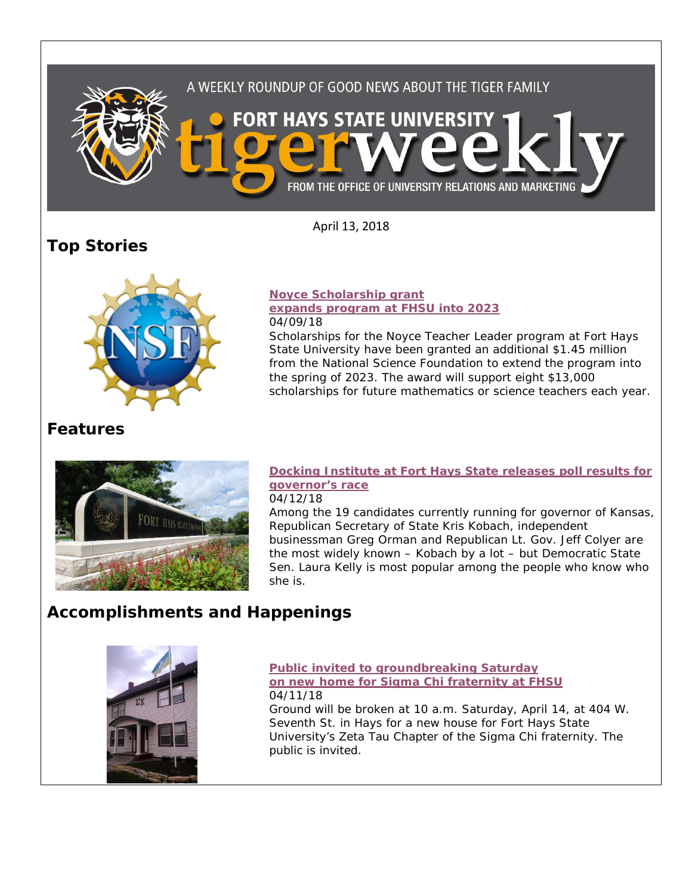A WEEKLY ROUNDUP OF GOOD NEWS ABOUT THE TIGER FAMILY

FORT HAYS STATE UNIVERSITY tigerweekly

FROM THE OFFICE OF UNIVERSITY RELATIONS AND MARKETING

April 13, 2018

## Top Stories

**Noyce Scholarship grant expands program at FHSU into 2023**

04/09/18

Scholarships for the Noyce Teacher Leader program at Fort Hays State University have been granted an additional $1.45 million from the National Science Foundation to extend the program into the spring of 2023. The award will support eight $13,000 scholarships for future mathematics or science teachers each year.

## Features

**Docking Institute at Fort Hays State releases poll results for governor's race**

04/12/18

Among the 19 candidates currently running for governor of Kansas, Republican Secretary of State Kris Kobach, independent businessman Greg Orman and Republican Lt. Gov. Jeff Colyer are the most widely known – Kobach by a lot – but Democratic State Sen. Laura Kelly is most popular among the people who know who she is.

## Accomplishments and Happenings

**Public invited to groundbreaking Saturday on new home for Sigma Chi fraternity at FHSU**

04/11/18

Ground will be broken at 10 a.m. Saturday, April 14, at 404 W. Seventh St. in Hays for a new house for Fort Hays State University's Zeta Tau Chapter of the Sigma Chi fraternity. The public is invited.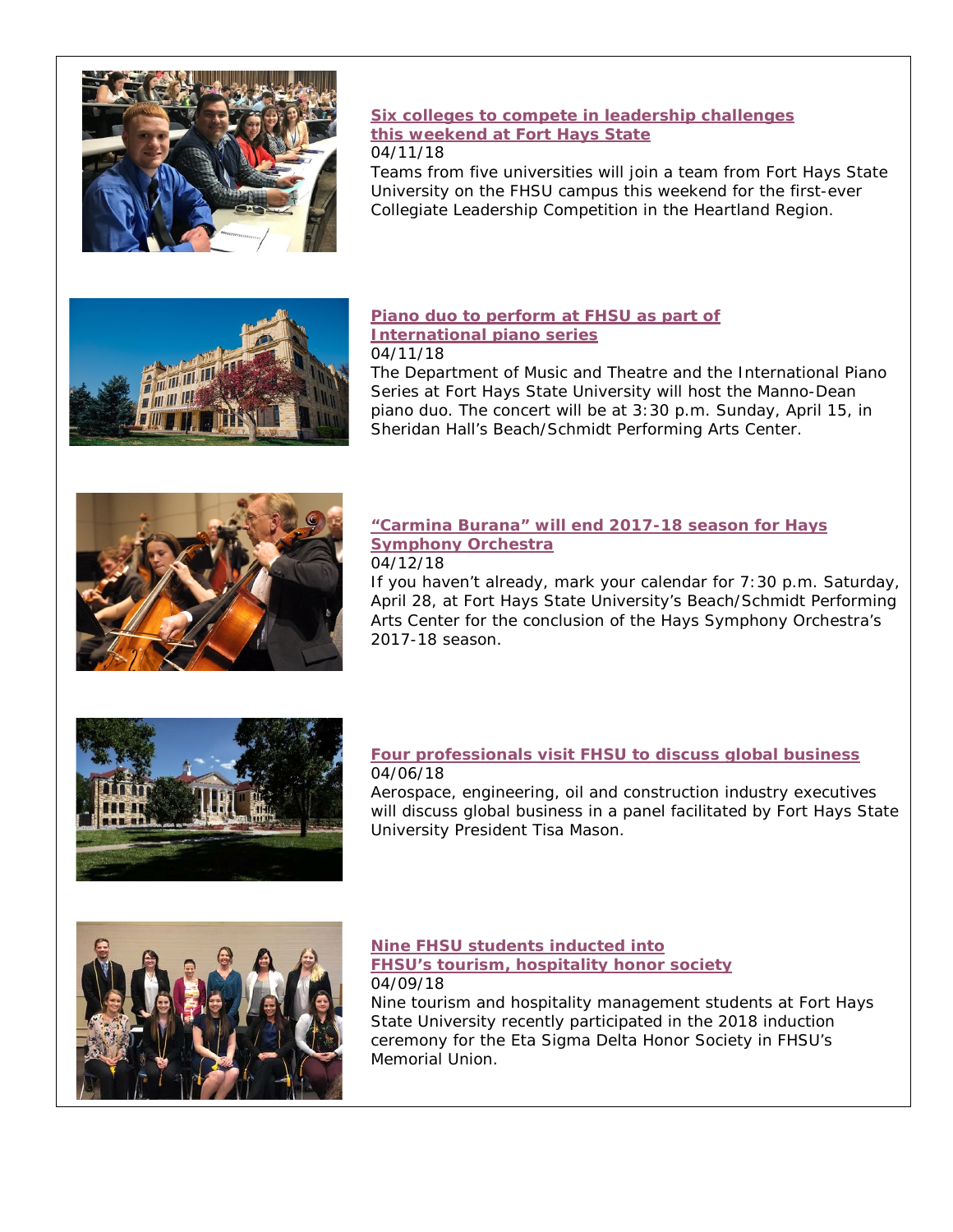**Six colleges to compete in leadership challenges this weekend at Fort Hays State**
04/11/18
Teams from five universities will join a team from Fort Hays State University on the FHSU campus this weekend for the first-ever Collegiate Leadership Competition in the Heartland Region.

**Piano duo to perform at FHSU as part of International piano series**
04/11/18
The Department of Music and Theatre and the International Piano Series at Fort Hays State University will host the Manno-Dean piano duo. The concert will be at 3:30 p.m. Sunday, April 15, in Sheridan Hall's Beach/Schmidt Performing Arts Center.

**"Carmina Burana" will end 2017-18 season for Hays Symphony Orchestra**
04/12/18
If you haven't already, mark your calendar for 7:30 p.m. Saturday, April 28, at Fort Hays State University's Beach/Schmidt Performing Arts Center for the conclusion of the Hays Symphony Orchestra's 2017-18 season.

**Four professionals visit FHSU to discuss global business**
04/06/18
Aerospace, engineering, oil and construction industry executives will discuss global business in a panel facilitated by Fort Hays State University President Tisa Mason.

**Nine FHSU students inducted into FHSU's tourism, hospitality honor society**
04/09/18
Nine tourism and hospitality management students at Fort Hays State University recently participated in the 2018 induction ceremony for the Eta Sigma Delta Honor Society in FHSU's Memorial Union.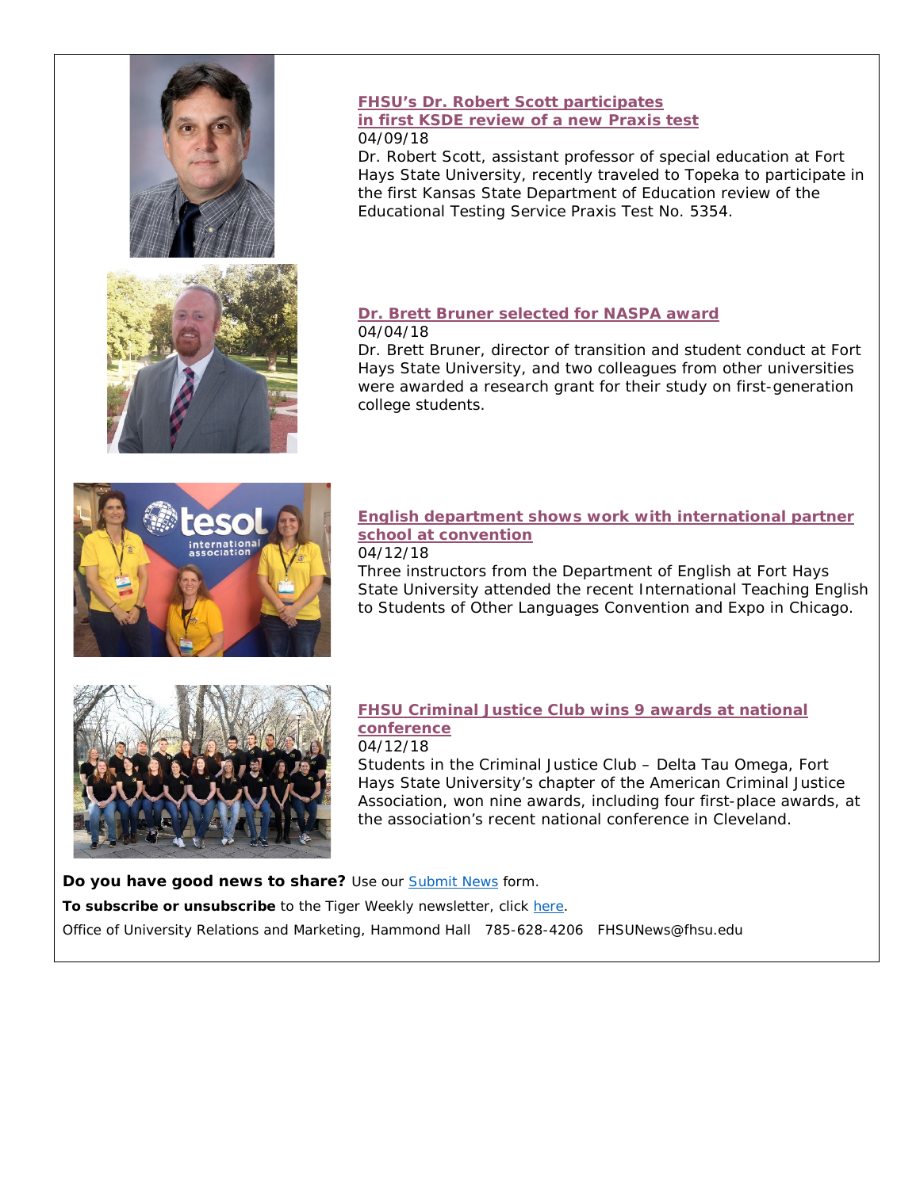### FHSU's Dr. Robert Scott participates in first KSDE review of a new Praxis test

04/09/18

Dr. Robert Scott, assistant professor of special education at Fort Hays State University, recently traveled to Topeka to participate in the first Kansas State Department of Education review of the Educational Testing Service Praxis Test No. 5354.

### Dr. Brett Bruner selected for NASPA award

04/04/18

Dr. Brett Bruner, director of transition and student conduct at Fort Hays State University, and two colleagues from other universities were awarded a research grant for their study on first-generation college students.

### English department shows work with international partner school at convention

04/12/18

Three instructors from the Department of English at Fort Hays State University attended the recent International Teaching English to Students of Other Languages Convention and Expo in Chicago.

### FHSU Criminal Justice Club wins 9 awards at national conference

04/12/18

Students in the Criminal Justice Club – Delta Tau Omega, Fort Hays State University's chapter of the American Criminal Justice Association, won nine awards, including four first-place awards, at the association's recent national conference in Cleveland.

**Do you have good news to share?** Use our Submit News form.

**To subscribe or unsubscribe** to the Tiger Weekly newsletter, click here.

Office of University Relations and Marketing, Hammond Hall 785-628-4206 FHSUNews@fhsu.edu